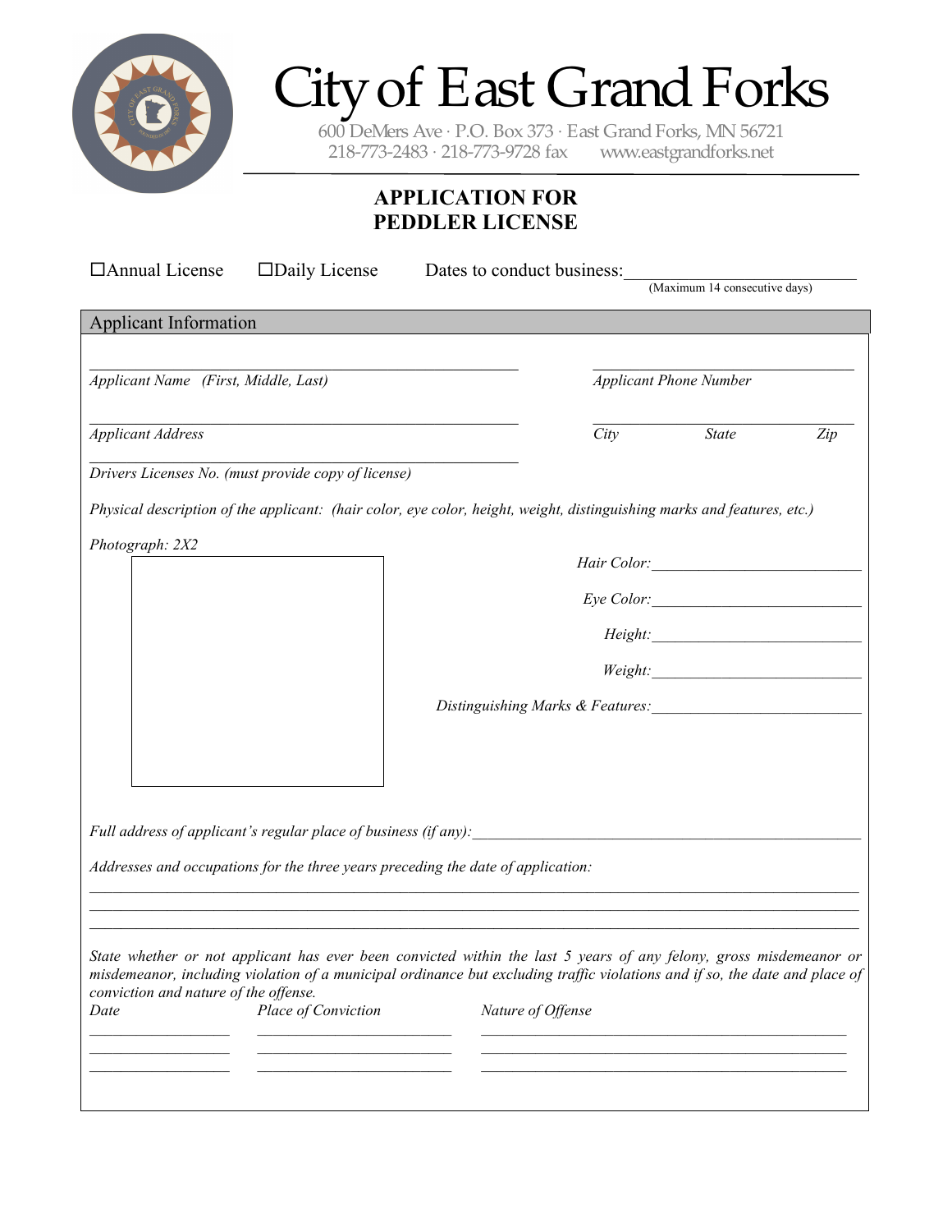# City of East Grand Forks

600 DeMers Ave · P.O. Box 373 · East Grand Forks, MN 56721
218-773-2483 · 218-773-9728 fax    www.eastgrandforks.net

## APPLICATION FOR PEDDLER LICENSE

☐Annual License    ☐Daily License    Dates to conduct business:____________________
(Maximum 14 consecutive days)

### Applicant Information

______________________________________    ______________________________
*Applicant Name (First, Middle, Last)*    *Applicant Phone Number*

______________________________________    ______________________________
*Applicant Address*    *City    State    Zip*

______________________________________
*Drivers Licenses No. (must provide copy of license)*

*Physical description of the applicant: (hair color, eye color, height, weight, distinguishing marks and features, etc.)*

*Photograph: 2X2*

*Hair Color:*____________________

*Eye Color:*____________________

*Height:*____________________

*Weight:*____________________

*Distinguishing Marks & Features:*____________________

*Full address of applicant's regular place of business (if any):*______________________________

*Addresses and occupations for the three years preceding the date of application:*

______________________________________________________________________
______________________________________________________________________
______________________________________________________________________

*State whether or not applicant has ever been convicted within the last 5 years of any felony, gross misdemeanor or misdemeanor, including violation of a municipal ordinance but excluding traffic violations and if so, the date and place of conviction and nature of the offense.*

| *Date* | *Place of Conviction* | *Nature of Offense* |
|---|---|---|
| | | |
| | | |
| | | |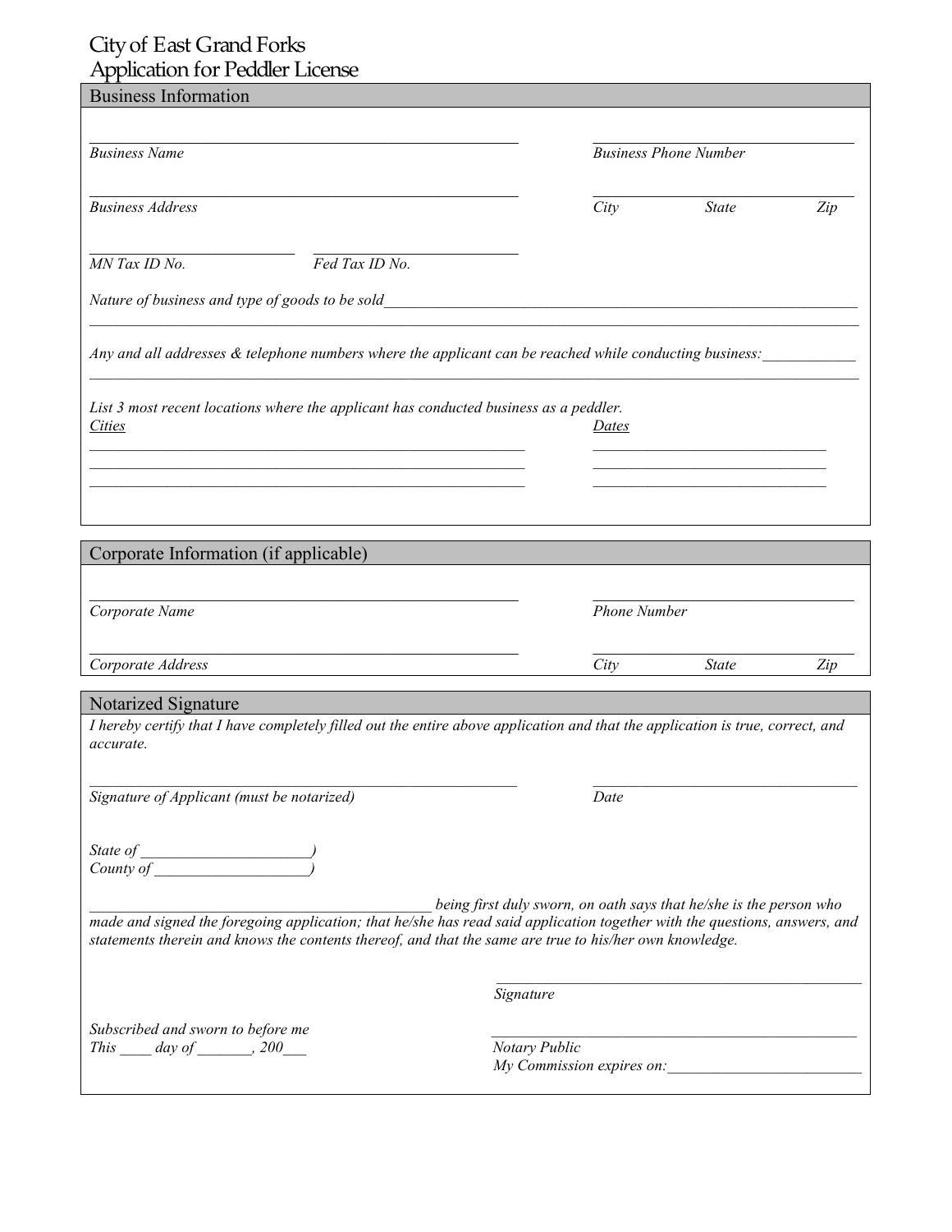# City of East Grand Forks
# Application for Peddler License

## Business Information

\_\_\_\_\_\_\_\_\_\_\_\_\_\_\_\_\_\_\_\_\_\_\_\_\_\_\_\_\_\_\_\_\_\_\_\_\_\_\_\_\_\_\_\_ \_\_\_\_\_\_\_\_\_\_\_\_\_\_\_\_\_\_\_\_\_\_\_\_\_\_\_\_
*Business Name* *Business Phone Number*

\_\_\_\_\_\_\_\_\_\_\_\_\_\_\_\_\_\_\_\_\_\_\_\_\_\_\_\_\_\_\_\_\_\_\_\_\_\_\_\_\_\_\_\_ \_\_\_\_\_\_\_\_\_\_\_\_\_\_\_\_\_\_\_\_\_\_\_\_\_\_\_\_
*Business Address* *City* *State* *Zip*

\_\_\_\_\_\_\_\_\_\_\_\_\_\_\_\_\_\_\_\_\_\_ \_\_\_\_\_\_\_\_\_\_\_\_\_\_\_\_\_\_\_\_\_\_
*MN Tax ID No.* *Fed Tax ID No.*

*Nature of business and type of goods to be sold*\_\_\_\_\_\_\_\_\_\_\_\_\_\_\_\_\_\_\_\_\_\_\_\_\_\_\_\_\_\_\_\_\_\_\_\_\_\_\_\_\_\_\_\_\_\_\_\_\_\_\_\_\_\_\_\_\_
\_\_\_\_\_\_\_\_\_\_\_\_\_\_\_\_\_\_\_\_\_\_\_\_\_\_\_\_\_\_\_\_\_\_\_\_\_\_\_\_\_\_\_\_\_\_\_\_\_\_\_\_\_\_\_\_\_\_\_\_\_\_\_\_\_\_\_\_\_\_\_\_\_\_\_\_\_\_\_\_\_\_\_\_\_\_\_\_\_

*Any and all addresses & telephone numbers where the applicant can be reached while conducting business:*\_\_\_\_\_\_\_\_\_\_\_
\_\_\_\_\_\_\_\_\_\_\_\_\_\_\_\_\_\_\_\_\_\_\_\_\_\_\_\_\_\_\_\_\_\_\_\_\_\_\_\_\_\_\_\_\_\_\_\_\_\_\_\_\_\_\_\_\_\_\_\_\_\_\_\_\_\_\_\_\_\_\_\_\_\_\_\_\_\_\_\_\_\_\_\_\_\_\_\_\_

*List 3 most recent locations where the applicant has conducted business as a peddler.*

| *Cities* | *Dates* |
|---|---|
| \_\_\_\_\_\_\_\_\_\_\_\_\_\_\_\_\_\_\_\_\_\_\_\_\_\_\_\_\_\_\_\_\_\_\_\_\_\_\_\_\_\_\_\_ | \_\_\_\_\_\_\_\_\_\_\_\_\_\_\_\_\_\_\_\_\_\_\_\_\_\_\_\_ |
| \_\_\_\_\_\_\_\_\_\_\_\_\_\_\_\_\_\_\_\_\_\_\_\_\_\_\_\_\_\_\_\_\_\_\_\_\_\_\_\_\_\_\_\_ | \_\_\_\_\_\_\_\_\_\_\_\_\_\_\_\_\_\_\_\_\_\_\_\_\_\_\_\_ |
| \_\_\_\_\_\_\_\_\_\_\_\_\_\_\_\_\_\_\_\_\_\_\_\_\_\_\_\_\_\_\_\_\_\_\_\_\_\_\_\_\_\_\_\_ | \_\_\_\_\_\_\_\_\_\_\_\_\_\_\_\_\_\_\_\_\_\_\_\_\_\_\_\_ |

## Corporate Information (if applicable)

\_\_\_\_\_\_\_\_\_\_\_\_\_\_\_\_\_\_\_\_\_\_\_\_\_\_\_\_\_\_\_\_\_\_\_\_\_\_\_\_\_\_\_\_ \_\_\_\_\_\_\_\_\_\_\_\_\_\_\_\_\_\_\_\_\_\_\_\_\_\_\_\_
*Corporate Name* *Phone Number*

\_\_\_\_\_\_\_\_\_\_\_\_\_\_\_\_\_\_\_\_\_\_\_\_\_\_\_\_\_\_\_\_\_\_\_\_\_\_\_\_\_\_\_\_ \_\_\_\_\_\_\_\_\_\_\_\_\_\_\_\_\_\_\_\_\_\_\_\_\_\_\_\_
*Corporate Address* *City* *State* *Zip*

## Notarized Signature

*I hereby certify that I have completely filled out the entire above application and that the application is true, correct, and accurate.*

\_\_\_\_\_\_\_\_\_\_\_\_\_\_\_\_\_\_\_\_\_\_\_\_\_\_\_\_\_\_\_\_\_\_\_\_\_\_\_\_\_\_\_\_ \_\_\_\_\_\_\_\_\_\_\_\_\_\_\_\_\_\_\_\_\_\_\_\_\_\_\_\_
*Signature of Applicant (must be notarized)* *Date*

*State of* \_\_\_\_\_\_\_\_\_\_\_\_\_\_\_\_\_\_\_\_\_)
*County of* \_\_\_\_\_\_\_\_\_\_\_\_\_\_\_\_\_\_\_)

\_\_\_\_\_\_\_\_\_\_\_\_\_\_\_\_\_\_\_\_\_\_\_\_\_\_\_\_\_\_\_\_\_\_\_\_\_\_\_\_ *being first duly sworn, on oath says that he/she is the person who made and signed the foregoing application; that he/she has read said application together with the questions, answers, and statements therein and knows the contents thereof, and that the same are true to his/her own knowledge.*

\_\_\_\_\_\_\_\_\_\_\_\_\_\_\_\_\_\_\_\_\_\_\_\_\_\_\_\_\_\_\_\_\_\_\_\_\_\_\_\_\_\_
*Signature*

*Subscribed and sworn to before me*
*This* \_\_\_\_ *day of* \_\_\_\_\_\_\_, *200*\_\_\_

\_\_\_\_\_\_\_\_\_\_\_\_\_\_\_\_\_\_\_\_\_\_\_\_\_\_\_\_\_\_\_\_\_\_\_\_\_\_\_\_\_\_
*Notary Public*
*My Commission expires on:*\_\_\_\_\_\_\_\_\_\_\_\_\_\_\_\_\_\_\_\_\_\_\_\_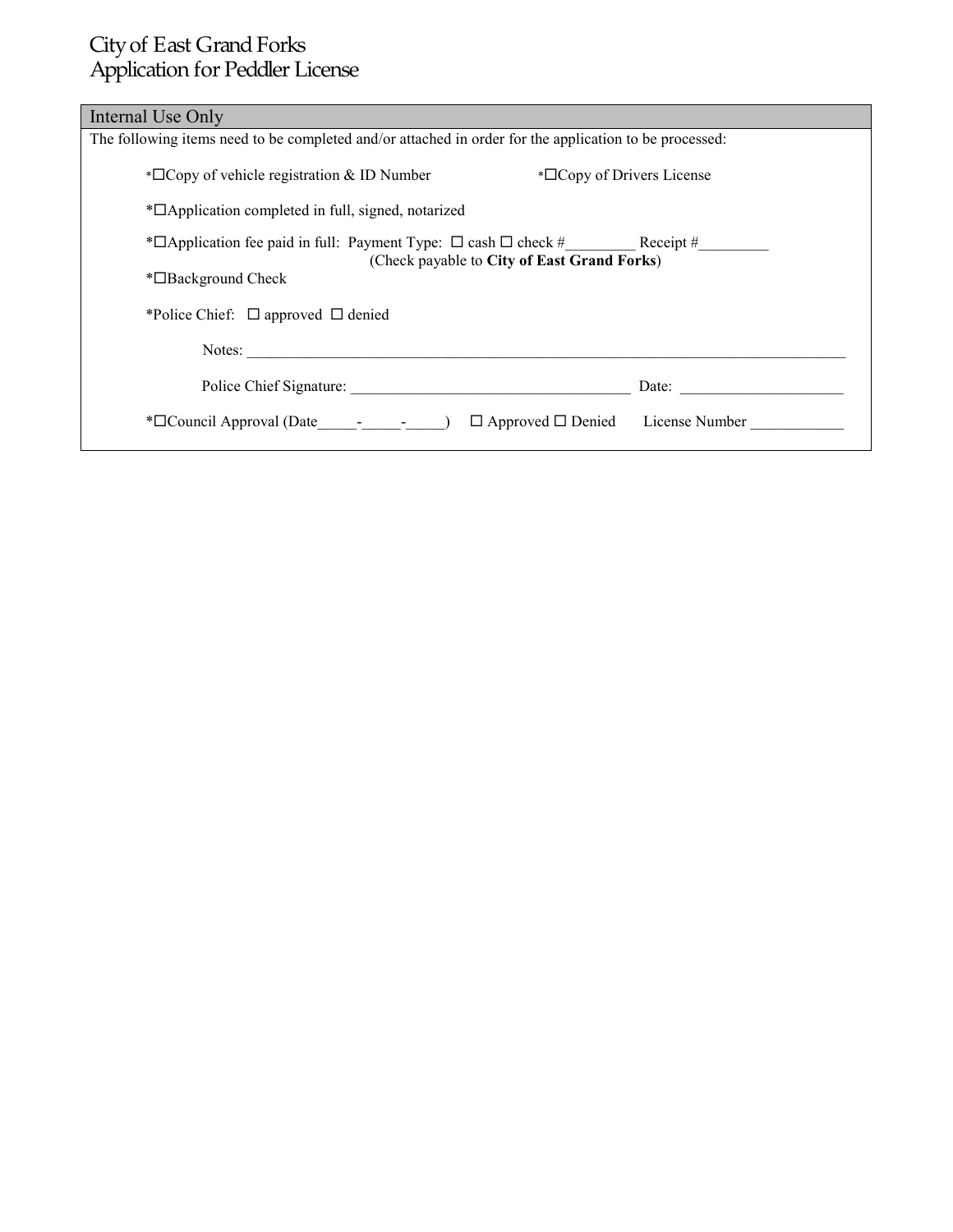# City of East Grand Forks
# Application for Peddler License

## Internal Use Only

The following items need to be completed and/or attached in order for the application to be processed:

*☐Copy of vehicle registration & ID Number *☐Copy of Drivers License

*☐Application completed in full, signed, notarized

*☐Application fee paid in full: Payment Type: ☐ cash ☐ check #_________ Receipt #_________
(Check payable to **City of East Grand Forks**)

*☐Background Check

*Police Chief: ☐ approved ☐ denied

Notes: ___________________________________________________________________________________

Police Chief Signature: _____________________________________ Date: _____________________

*☐Council Approval (Date_____-_____-_____) ☐ Approved ☐ Denied License Number ____________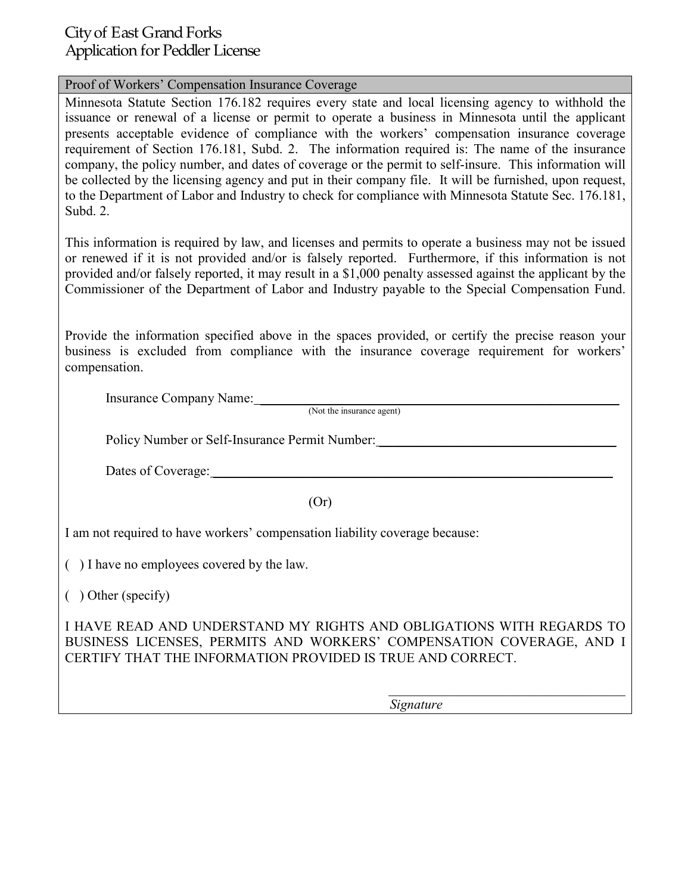City of East Grand Forks
Application for Peddler License

## Proof of Workers' Compensation Insurance Coverage

Minnesota Statute Section 176.182 requires every state and local licensing agency to withhold the issuance or renewal of a license or permit to operate a business in Minnesota until the applicant presents acceptable evidence of compliance with the workers' compensation insurance coverage requirement of Section 176.181, Subd. 2. The information required is: The name of the insurance company, the policy number, and dates of coverage or the permit to self-insure. This information will be collected by the licensing agency and put in their company file. It will be furnished, upon request, to the Department of Labor and Industry to check for compliance with Minnesota Statute Sec. 176.181, Subd. 2.

This information is required by law, and licenses and permits to operate a business may not be issued or renewed if it is not provided and/or is falsely reported. Furthermore, if this information is not provided and/or falsely reported, it may result in a $1,000 penalty assessed against the applicant by the Commissioner of the Department of Labor and Industry payable to the Special Compensation Fund.

Provide the information specified above in the spaces provided, or certify the precise reason your business is excluded from compliance with the insurance coverage requirement for workers' compensation.

Insurance Company Name: ______________________________________________
(Not the insurance agent)

Policy Number or Self-Insurance Permit Number: ______________________________

Dates of Coverage: ______________________________________________

(Or)

I am not required to have workers' compensation liability coverage because:

( ) I have no employees covered by the law.

( ) Other (specify)

I HAVE READ AND UNDERSTAND MY RIGHTS AND OBLIGATIONS WITH REGARDS TO BUSINESS LICENSES, PERMITS AND WORKERS' COMPENSATION COVERAGE, AND I CERTIFY THAT THE INFORMATION PROVIDED IS TRUE AND CORRECT.

______________________________
*Signature*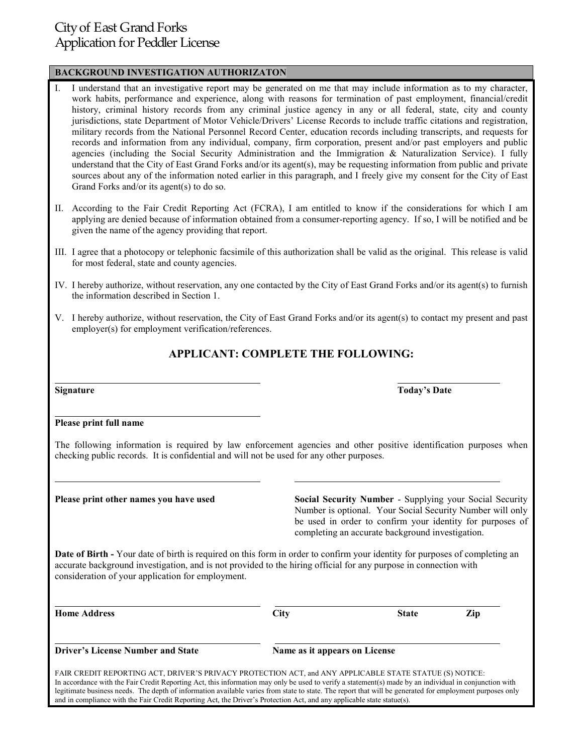# City of East Grand Forks
# Application for Peddler License

## BACKGROUND INVESTIGATION AUTHORIZATON

I. I understand that an investigative report may be generated on me that may include information as to my character, work habits, performance and experience, along with reasons for termination of past employment, financial/credit history, criminal history records from any criminal justice agency in any or all federal, state, city and county jurisdictions, state Department of Motor Vehicle/Drivers' License Records to include traffic citations and registration, military records from the National Personnel Record Center, education records including transcripts, and requests for records and information from any individual, company, firm corporation, present and/or past employers and public agencies (including the Social Security Administration and the Immigration & Naturalization Service). I fully understand that the City of East Grand Forks and/or its agent(s), may be requesting information from public and private sources about any of the information noted earlier in this paragraph, and I freely give my consent for the City of East Grand Forks and/or its agent(s) to do so.

II. According to the Fair Credit Reporting Act (FCRA), I am entitled to know if the considerations for which I am applying are denied because of information obtained from a consumer-reporting agency. If so, I will be notified and be given the name of the agency providing that report.

III. I agree that a photocopy or telephonic facsimile of this authorization shall be valid as the original. This release is valid for most federal, state and county agencies.

IV. I hereby authorize, without reservation, any one contacted by the City of East Grand Forks and/or its agent(s) to furnish the information described in Section 1.

V. I hereby authorize, without reservation, the City of East Grand Forks and/or its agent(s) to contact my present and past employer(s) for employment verification/references.

## APPLICANT: COMPLETE THE FOLLOWING:

______________________________ **Signature**

______________________________ **Today's Date**

______________________________ **Please print full name**

The following information is required by law enforcement agencies and other positive identification purposes when checking public records. It is confidential and will not be used for any other purposes.

______________________________ **Please print other names you have used**

______________________________ **Social Security Number** - Supplying your Social Security Number is optional. Your Social Security Number will only be used in order to confirm your identity for purposes of completing an accurate background investigation.

**Date of Birth -** Your date of birth is required on this form in order to confirm your identity for purposes of completing an accurate background investigation, and is not provided to the hiring official for any purpose in connection with consideration of your application for employment.

______________________________ **Home Address**

______________________________ **City** **State** **Zip**

______________________________ **Driver's License Number and State**

______________________________ **Name as it appears on License**

FAIR CREDIT REPORTING ACT, DRIVER'S PRIVACY PROTECTION ACT, and ANY APPLICABLE STATE STATUE (S) NOTICE:
In accordance with the Fair Credit Reporting Act, this information may only be used to verify a statement(s) made by an individual in conjunction with legitimate business needs. The depth of information available varies from state to state. The report that will be generated for employment purposes only and in compliance with the Fair Credit Reporting Act, the Driver's Protection Act, and any applicable state statue(s).